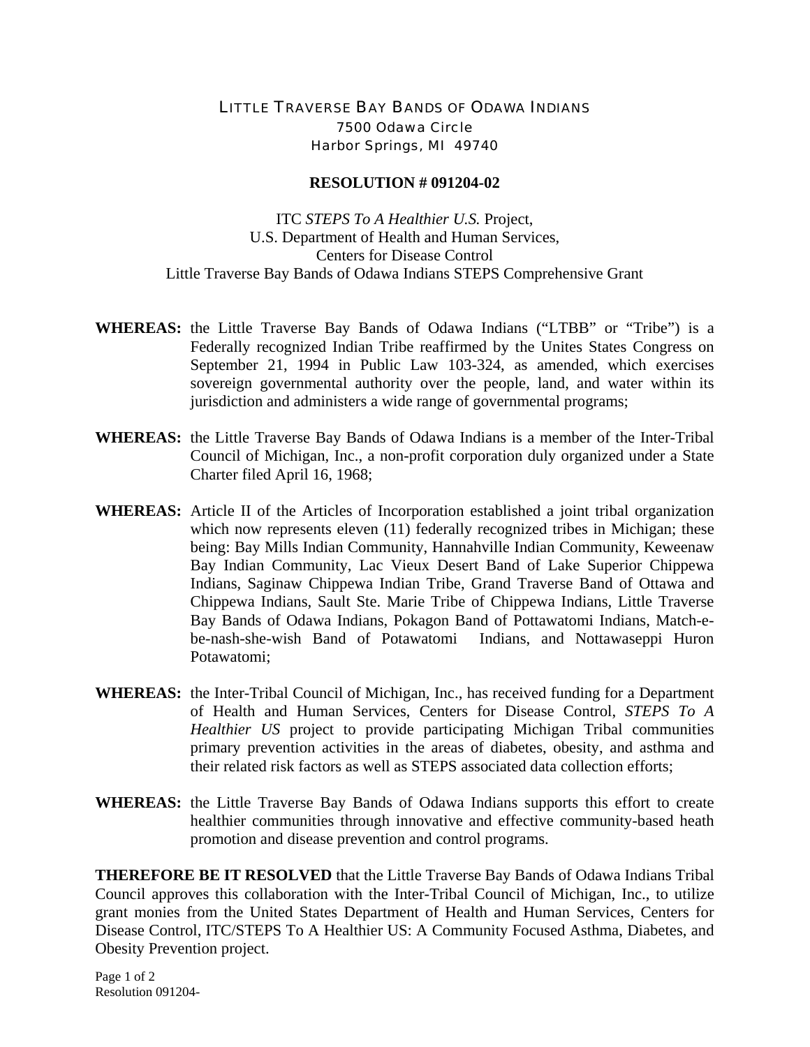# LITTLE TRAVERSE BAY BANDS OF ODAWA INDIANS

7500 Odawa Circle
Harbor Springs, MI 49740

## RESOLUTION # 091204-02

ITC *STEPS To A Healthier U.S.* Project,
U.S. Department of Health and Human Services,
Centers for Disease Control
Little Traverse Bay Bands of Odawa Indians STEPS Comprehensive Grant

**WHEREAS:** the Little Traverse Bay Bands of Odawa Indians ("LTBB" or "Tribe") is a Federally recognized Indian Tribe reaffirmed by the Unites States Congress on September 21, 1994 in Public Law 103-324, as amended, which exercises sovereign governmental authority over the people, land, and water within its jurisdiction and administers a wide range of governmental programs;

**WHEREAS:** the Little Traverse Bay Bands of Odawa Indians is a member of the Inter-Tribal Council of Michigan, Inc., a non-profit corporation duly organized under a State Charter filed April 16, 1968;

**WHEREAS:** Article II of the Articles of Incorporation established a joint tribal organization which now represents eleven (11) federally recognized tribes in Michigan; these being: Bay Mills Indian Community, Hannahville Indian Community, Keweenaw Bay Indian Community, Lac Vieux Desert Band of Lake Superior Chippewa Indians, Saginaw Chippewa Indian Tribe, Grand Traverse Band of Ottawa and Chippewa Indians, Sault Ste. Marie Tribe of Chippewa Indians, Little Traverse Bay Bands of Odawa Indians, Pokagon Band of Pottawatomi Indians, Match-e-be-nash-she-wish Band of Potawatomi Indians, and Nottawaseppi Huron Potawatomi;

**WHEREAS:** the Inter-Tribal Council of Michigan, Inc., has received funding for a Department of Health and Human Services, Centers for Disease Control, *STEPS To A Healthier US* project to provide participating Michigan Tribal communities primary prevention activities in the areas of diabetes, obesity, and asthma and their related risk factors as well as STEPS associated data collection efforts;

**WHEREAS:** the Little Traverse Bay Bands of Odawa Indians supports this effort to create healthier communities through innovative and effective community-based heath promotion and disease prevention and control programs.

**THEREFORE BE IT RESOLVED** that the Little Traverse Bay Bands of Odawa Indians Tribal Council approves this collaboration with the Inter-Tribal Council of Michigan, Inc., to utilize grant monies from the United States Department of Health and Human Services, Centers for Disease Control, ITC/STEPS To A Healthier US: A Community Focused Asthma, Diabetes, and Obesity Prevention project.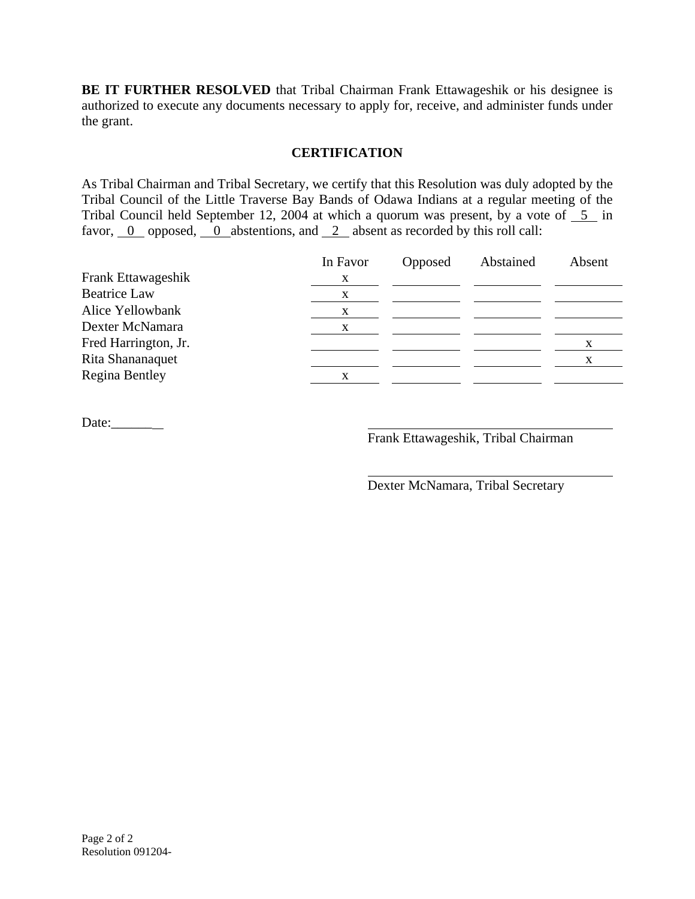**BE IT FURTHER RESOLVED** that Tribal Chairman Frank Ettawageshik or his designee is authorized to execute any documents necessary to apply for, receive, and administer funds under the grant.

**CERTIFICATION**

As Tribal Chairman and Tribal Secretary, we certify that this Resolution was duly adopted by the Tribal Council of the Little Traverse Bay Bands of Odawa Indians at a regular meeting of the Tribal Council held September 12, 2004 at which a quorum was present, by a vote of 5 in favor, 0 opposed, 0 abstentions, and 2 absent as recorded by this roll call:

| | In Favor | Opposed | Abstained | Absent |
|---|---|---|---|---|
| Frank Ettawageshik | x | | | |
| Beatrice Law | x | | | |
| Alice Yellowbank | x | | | |
| Dexter McNamara | x | | | |
| Fred Harrington, Jr. | | | | x |
| Rita Shananaquet | | | | x |
| Regina Bentley | x | | | |

Date:________

_________________________________
Frank Ettawageshik, Tribal Chairman

_________________________________
Dexter McNamara, Tribal Secretary

Resolution 091204-